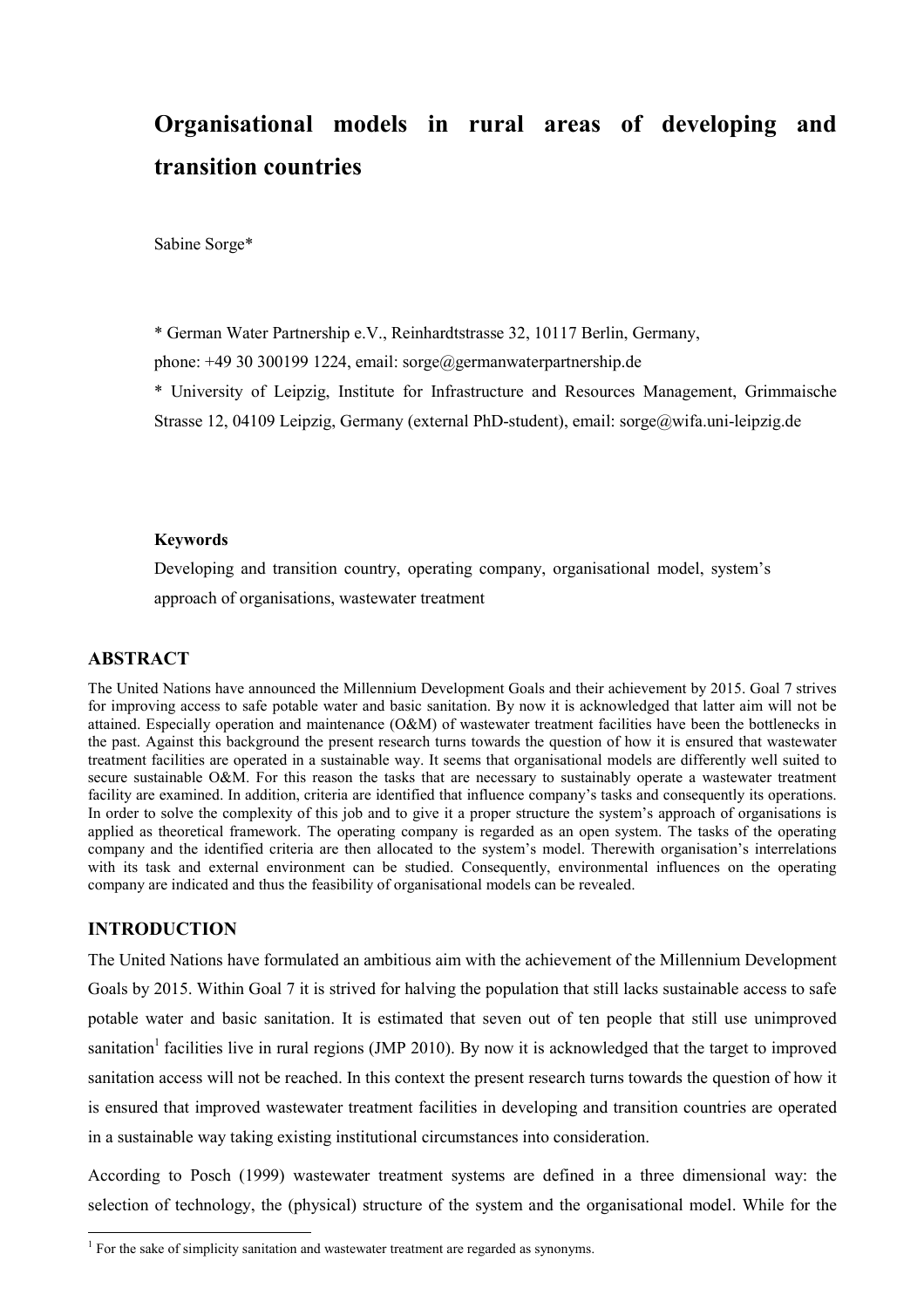// Organisational models in rural areas of developing and transition countries

# Organisational models in rural areas of developing and transition countries

Sabine Sorge*

* German Water Partnership e.V., Reinhardtstrasse 32, 10117 Berlin, Germany,
phone: +49 30 300199 1224, email: sorge@germanwaterpartnership.de

* University of Leipzig, Institute for Infrastructure and Resources Management, Grimmaische Strasse 12, 04109 Leipzig, Germany (external PhD-student), email: sorge@wifa.uni-leipzig.de

**Keywords**

Developing and transition country, operating company, organisational model, system's approach of organisations, wastewater treatment

## ABSTRACT

The United Nations have announced the Millennium Development Goals and their achievement by 2015. Goal 7 strives for improving access to safe potable water and basic sanitation. By now it is acknowledged that latter aim will not be attained. Especially operation and maintenance (O&M) of wastewater treatment facilities have been the bottlenecks in the past. Against this background the present research turns towards the question of how it is ensured that wastewater treatment facilities are operated in a sustainable way. It seems that organisational models are differently well suited to secure sustainable O&M. For this reason the tasks that are necessary to sustainably operate a wastewater treatment facility are examined. In addition, criteria are identified that influence company's tasks and consequently its operations. In order to solve the complexity of this job and to give it a proper structure the system's approach of organisations is applied as theoretical framework. The operating company is regarded as an open system. The tasks of the operating company and the identified criteria are then allocated to the system's model. Therewith organisation's interrelations with its task and external environment can be studied. Consequently, environmental influences on the operating company are indicated and thus the feasibility of organisational models can be revealed.

## INTRODUCTION

The United Nations have formulated an ambitious aim with the achievement of the Millennium Development Goals by 2015. Within Goal 7 it is strived for halving the population that still lacks sustainable access to safe potable water and basic sanitation. It is estimated that seven out of ten people that still use unimproved sanitation[1] facilities live in rural regions (JMP 2010). By now it is acknowledged that the target to improved sanitation access will not be reached. In this context the present research turns towards the question of how it is ensured that improved wastewater treatment facilities in developing and transition countries are operated in a sustainable way taking existing institutional circumstances into consideration.

According to Posch (1999) wastewater treatment systems are defined in a three dimensional way: the selection of technology, the (physical) structure of the system and the organisational model. While for the

[1] For the sake of simplicity sanitation and wastewater treatment are regarded as synonyms.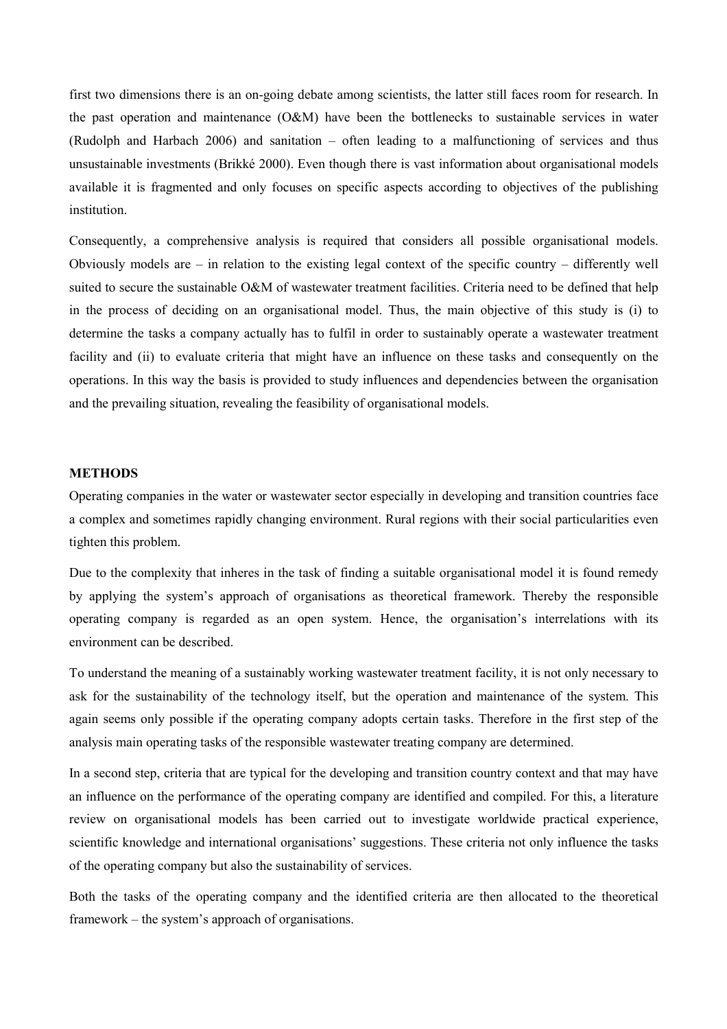first two dimensions there is an on-going debate among scientists, the latter still faces room for research. In the past operation and maintenance (O&M) have been the bottlenecks to sustainable services in water (Rudolph and Harbach 2006) and sanitation – often leading to a malfunctioning of services and thus unsustainable investments (Brikké 2000). Even though there is vast information about organisational models available it is fragmented and only focuses on specific aspects according to objectives of the publishing institution.

Consequently, a comprehensive analysis is required that considers all possible organisational models. Obviously models are – in relation to the existing legal context of the specific country – differently well suited to secure the sustainable O&M of wastewater treatment facilities. Criteria need to be defined that help in the process of deciding on an organisational model. Thus, the main objective of this study is (i) to determine the tasks a company actually has to fulfil in order to sustainably operate a wastewater treatment facility and (ii) to evaluate criteria that might have an influence on these tasks and consequently on the operations. In this way the basis is provided to study influences and dependencies between the organisation and the prevailing situation, revealing the feasibility of organisational models.

## METHODS

Operating companies in the water or wastewater sector especially in developing and transition countries face a complex and sometimes rapidly changing environment. Rural regions with their social particularities even tighten this problem.

Due to the complexity that inheres in the task of finding a suitable organisational model it is found remedy by applying the system's approach of organisations as theoretical framework. Thereby the responsible operating company is regarded as an open system. Hence, the organisation's interrelations with its environment can be described.

To understand the meaning of a sustainably working wastewater treatment facility, it is not only necessary to ask for the sustainability of the technology itself, but the operation and maintenance of the system. This again seems only possible if the operating company adopts certain tasks. Therefore in the first step of the analysis main operating tasks of the responsible wastewater treating company are determined.

In a second step, criteria that are typical for the developing and transition country context and that may have an influence on the performance of the operating company are identified and compiled. For this, a literature review on organisational models has been carried out to investigate worldwide practical experience, scientific knowledge and international organisations' suggestions. These criteria not only influence the tasks of the operating company but also the sustainability of services.

Both the tasks of the operating company and the identified criteria are then allocated to the theoretical framework – the system's approach of organisations.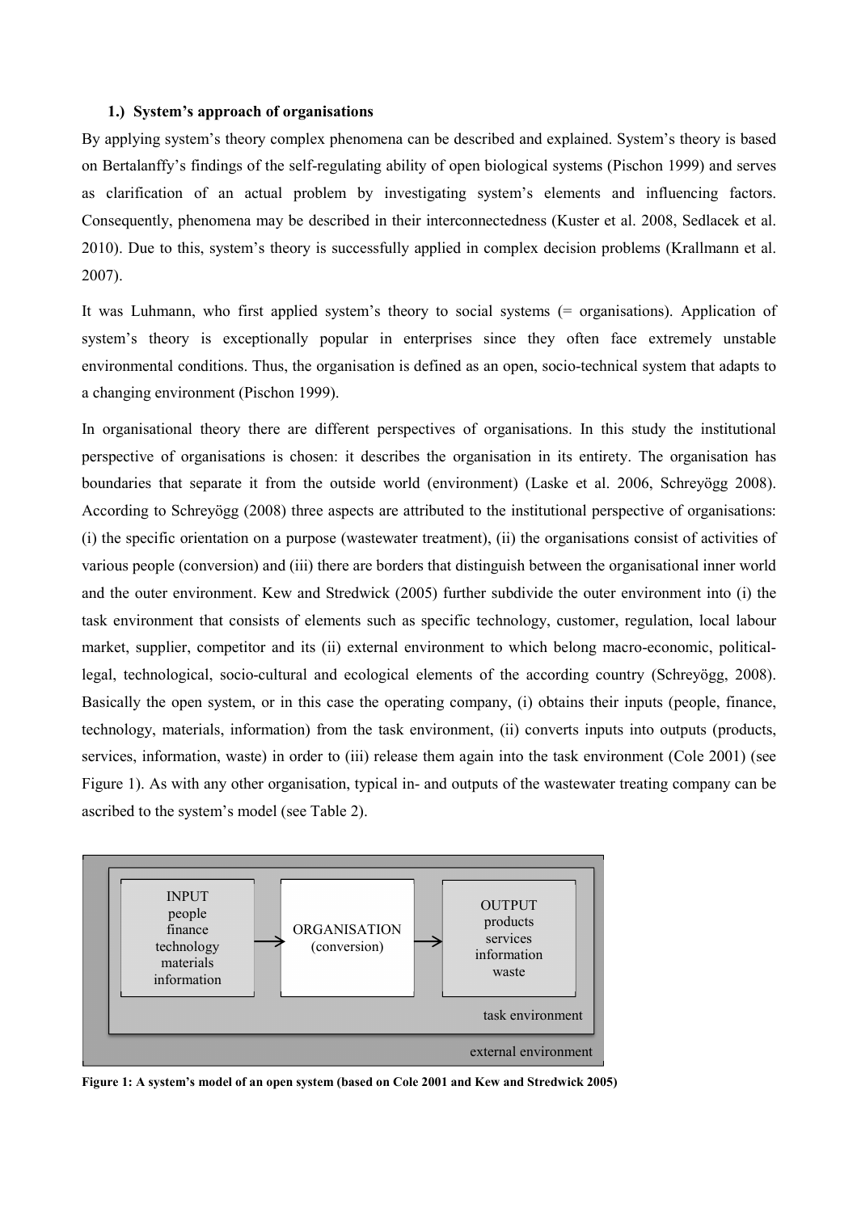### 1.) System's approach of organisations

By applying system's theory complex phenomena can be described and explained. System's theory is based on Bertalanffy's findings of the self-regulating ability of open biological systems (Pischon 1999) and serves as clarification of an actual problem by investigating system's elements and influencing factors. Consequently, phenomena may be described in their interconnectedness (Kuster et al. 2008, Sedlacek et al. 2010). Due to this, system's theory is successfully applied in complex decision problems (Krallmann et al. 2007).

It was Luhmann, who first applied system's theory to social systems (= organisations). Application of system's theory is exceptionally popular in enterprises since they often face extremely unstable environmental conditions. Thus, the organisation is defined as an open, socio-technical system that adapts to a changing environment (Pischon 1999).

In organisational theory there are different perspectives of organisations. In this study the institutional perspective of organisations is chosen: it describes the organisation in its entirety. The organisation has boundaries that separate it from the outside world (environment) (Laske et al. 2006, Schreyögg 2008). According to Schreyögg (2008) three aspects are attributed to the institutional perspective of organisations: (i) the specific orientation on a purpose (wastewater treatment), (ii) the organisations consist of activities of various people (conversion) and (iii) there are borders that distinguish between the organisational inner world and the outer environment. Kew and Stredwick (2005) further subdivide the outer environment into (i) the task environment that consists of elements such as specific technology, customer, regulation, local labour market, supplier, competitor and its (ii) external environment to which belong macro-economic, political-legal, technological, socio-cultural and ecological elements of the according country (Schreyögg, 2008). Basically the open system, or in this case the operating company, (i) obtains their inputs (people, finance, technology, materials, information) from the task environment, (ii) converts inputs into outputs (products, services, information, waste) in order to (iii) release them again into the task environment (Cole 2001) (see Figure 1). As with any other organisation, typical in- and outputs of the wastewater treating company can be ascribed to the system's model (see Table 2).

INPUT: people, finance, technology, materials, information → ORGANISATION (conversion) → OUTPUT: products, services, information, waste

task environment

external environment

**Figure 1: A system's model of an open system (based on Cole 2001 and Kew and Stredwick 2005)**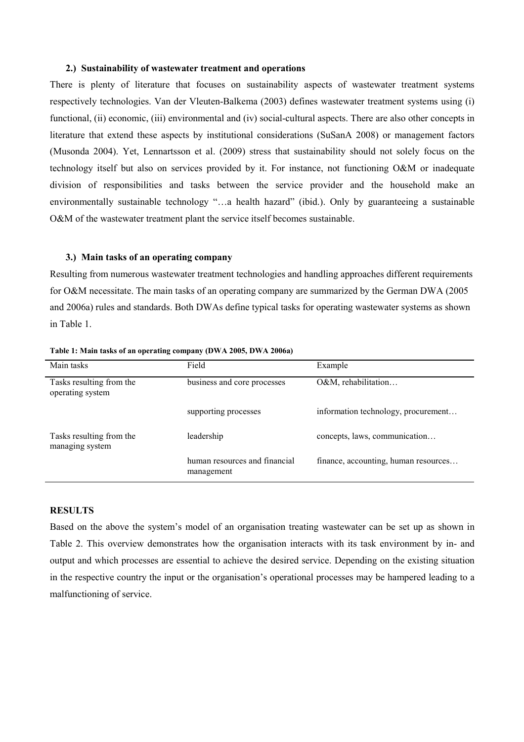### 2.) Sustainability of wastewater treatment and operations

There is plenty of literature that focuses on sustainability aspects of wastewater treatment systems respectively technologies. Van der Vleuten-Balkema (2003) defines wastewater treatment systems using (i) functional, (ii) economic, (iii) environmental and (iv) social-cultural aspects. There are also other concepts in literature that extend these aspects by institutional considerations (SuSanA 2008) or management factors (Musonda 2004). Yet, Lennartsson et al. (2009) stress that sustainability should not solely focus on the technology itself but also on services provided by it. For instance, not functioning O&M or inadequate division of responsibilities and tasks between the service provider and the household make an environmentally sustainable technology "…a health hazard" (ibid.). Only by guaranteeing a sustainable O&M of the wastewater treatment plant the service itself becomes sustainable.

### 3.) Main tasks of an operating company

Resulting from numerous wastewater treatment technologies and handling approaches different requirements for O&M necessitate. The main tasks of an operating company are summarized by the German DWA (2005 and 2006a) rules and standards. Both DWAs define typical tasks for operating wastewater systems as shown in Table 1.

**Table 1: Main tasks of an operating company (DWA 2005, DWA 2006a)**

| Main tasks | Field | Example |
|---|---|---|
| Tasks resulting from the operating system | business and core processes | O&M, rehabilitation… |
| | supporting processes | information technology, procurement… |
| Tasks resulting from the managing system | leadership | concepts, laws, communication… |
| | human resources and financial management | finance, accounting, human resources… |

## RESULTS

Based on the above the system's model of an organisation treating wastewater can be set up as shown in Table 2. This overview demonstrates how the organisation interacts with its task environment by in- and output and which processes are essential to achieve the desired service. Depending on the existing situation in the respective country the input or the organisation's operational processes may be hampered leading to a malfunctioning of service.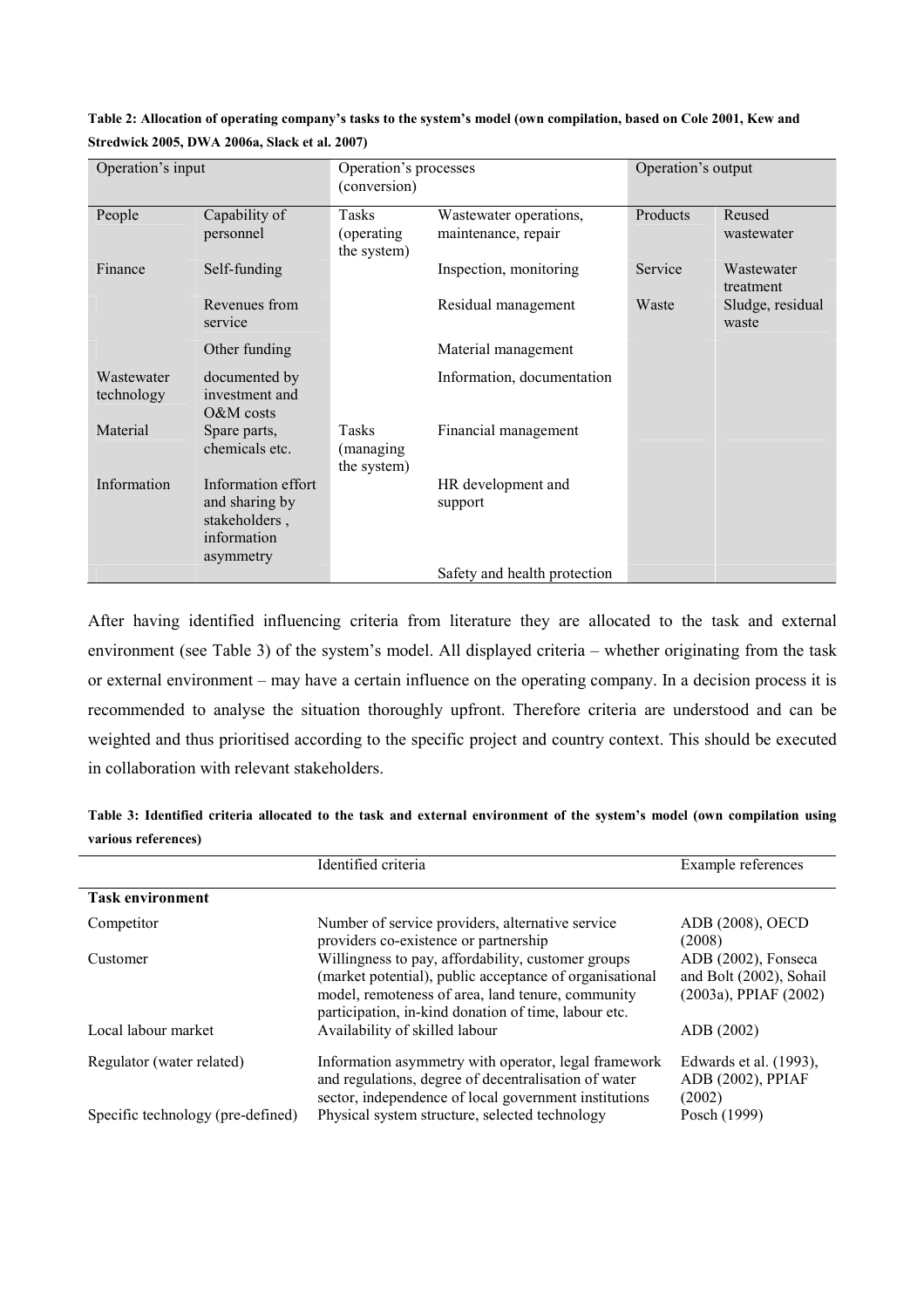**Table 2: Allocation of operating company's tasks to the system's model (own compilation, based on Cole 2001, Kew and Stredwick 2005, DWA 2006a, Slack et al. 2007)**

| Operation's input | | Operation's processes (conversion) | | Operation's output | |
|---|---|---|---|---|---|
| People | Capability of personnel | Tasks (operating the system) | Wastewater operations, maintenance, repair | Products | Reused wastewater |
| Finance | Self-funding | | Inspection, monitoring | Service | Wastewater treatment |
| | Revenues from service | | Residual management | Waste | Sludge, residual waste |
| | Other funding | | Material management | | |
| Wastewater technology | documented by investment and O&M costs | | Information, documentation | | |
| Material | Spare parts, chemicals etc. | Tasks (managing the system) | Financial management | | |
| Information | Information effort and sharing by stakeholders , information asymmetry | | HR development and support | | |
| | | | Safety and health protection | | |

After having identified influencing criteria from literature they are allocated to the task and external environment (see Table 3) of the system's model. All displayed criteria – whether originating from the task or external environment – may have a certain influence on the operating company. In a decision process it is recommended to analyse the situation thoroughly upfront. Therefore criteria are understood and can be weighted and thus prioritised according to the specific project and country context. This should be executed in collaboration with relevant stakeholders.

**Table 3: Identified criteria allocated to the task and external environment of the system's model (own compilation using various references)**

| | Identified criteria | Example references |
|---|---|---|
| **Task environment** | | |
| Competitor | Number of service providers, alternative service providers co-existence or partnership | ADB (2008), OECD (2008) |
| Customer | Willingness to pay, affordability, customer groups (market potential), public acceptance of organisational model, remoteness of area, land tenure, community participation, in-kind donation of time, labour etc. | ADB (2002), Fonseca and Bolt (2002), Sohail (2003a), PPIAF (2002) |
| Local labour market | Availability of skilled labour | ADB (2002) |
| Regulator (water related) | Information asymmetry with operator, legal framework and regulations, degree of decentralisation of water sector, independence of local government institutions | Edwards et al. (1993), ADB (2002), PPIAF (2002) |
| Specific technology (pre-defined) | Physical system structure, selected technology | Posch (1999) |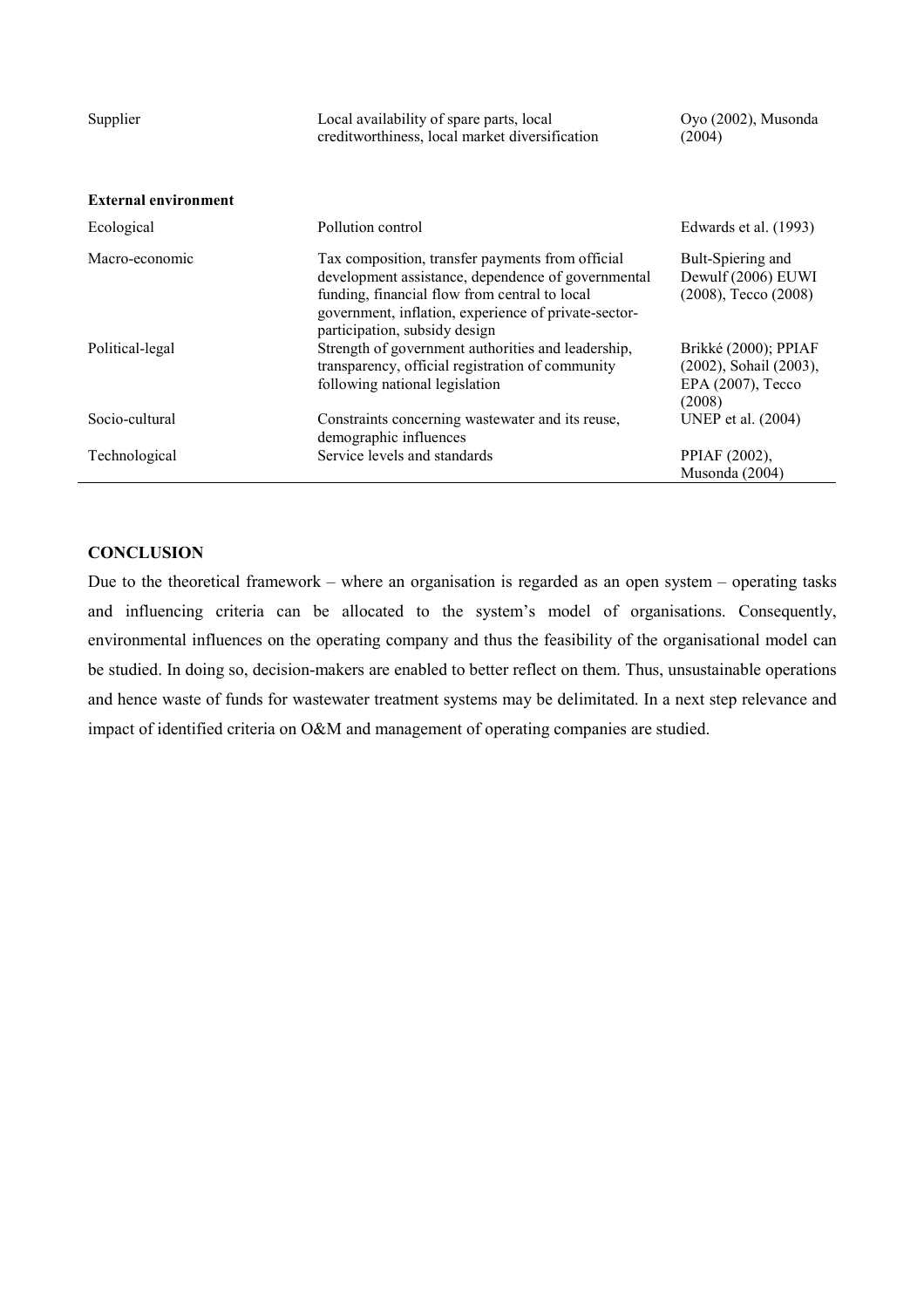| | | |
|---|---|---|
| Supplier | Local availability of spare parts, local creditworthiness, local market diversification | Oyo (2002), Musonda (2004) |
| **External environment** | | |
| Ecological | Pollution control | Edwards et al. (1993) |
| Macro-economic | Tax composition, transfer payments from official development assistance, dependence of governmental funding, financial flow from central to local government, inflation, experience of private-sector-participation, subsidy design | Bult-Spiering and Dewulf (2006) EUWI (2008), Tecco (2008) |
| Political-legal | Strength of government authorities and leadership, transparency, official registration of community following national legislation | Brikké (2000); PPIAF (2002), Sohail (2003), EPA (2007), Tecco (2008) |
| Socio-cultural | Constraints concerning wastewater and its reuse, demographic influences | UNEP et al. (2004) |
| Technological | Service levels and standards | PPIAF (2002), Musonda (2004) |

## CONCLUSION

Due to the theoretical framework – where an organisation is regarded as an open system – operating tasks and influencing criteria can be allocated to the system's model of organisations. Consequently, environmental influences on the operating company and thus the feasibility of the organisational model can be studied. In doing so, decision-makers are enabled to better reflect on them. Thus, unsustainable operations and hence waste of funds for wastewater treatment systems may be delimitated. In a next step relevance and impact of identified criteria on O&M and management of operating companies are studied.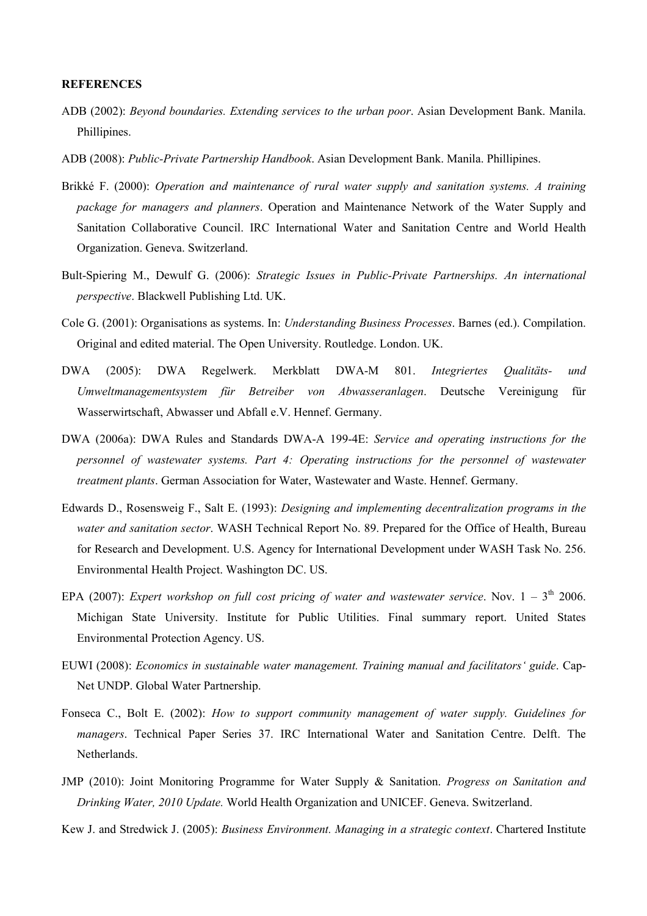**REFERENCES**

ADB (2002): *Beyond boundaries. Extending services to the urban poor*. Asian Development Bank. Manila. Phillipines.

ADB (2008): *Public-Private Partnership Handbook*. Asian Development Bank. Manila. Phillipines.

Brikké F. (2000): *Operation and maintenance of rural water supply and sanitation systems. A training package for managers and planners*. Operation and Maintenance Network of the Water Supply and Sanitation Collaborative Council. IRC International Water and Sanitation Centre and World Health Organization. Geneva. Switzerland.

Bult-Spiering M., Dewulf G. (2006): *Strategic Issues in Public-Private Partnerships. An international perspective*. Blackwell Publishing Ltd. UK.

Cole G. (2001): Organisations as systems. In: *Understanding Business Processes*. Barnes (ed.). Compilation. Original and edited material. The Open University. Routledge. London. UK.

DWA (2005): DWA Regelwerk. Merkblatt DWA-M 801. *Integriertes Qualitäts- und Umweltmanagementsystem für Betreiber von Abwasseranlagen*. Deutsche Vereinigung für Wasserwirtschaft, Abwasser und Abfall e.V. Hennef. Germany.

DWA (2006a): DWA Rules and Standards DWA-A 199-4E: *Service and operating instructions for the personnel of wastewater systems. Part 4: Operating instructions for the personnel of wastewater treatment plants*. German Association for Water, Wastewater and Waste. Hennef. Germany.

Edwards D., Rosensweig F., Salt E. (1993): *Designing and implementing decentralization programs in the water and sanitation sector*. WASH Technical Report No. 89. Prepared for the Office of Health, Bureau for Research and Development. U.S. Agency for International Development under WASH Task No. 256. Environmental Health Project. Washington DC. US.

EPA (2007): *Expert workshop on full cost pricing of water and wastewater service*. Nov. 1 – 3th 2006. Michigan State University. Institute for Public Utilities. Final summary report. United States Environmental Protection Agency. US.

EUWI (2008): *Economics in sustainable water management. Training manual and facilitators' guide*. Cap-Net UNDP. Global Water Partnership.

Fonseca C., Bolt E. (2002): *How to support community management of water supply. Guidelines for managers*. Technical Paper Series 37. IRC International Water and Sanitation Centre. Delft. The Netherlands.

JMP (2010): Joint Monitoring Programme for Water Supply & Sanitation. *Progress on Sanitation and Drinking Water, 2010 Update.* World Health Organization and UNICEF. Geneva. Switzerland.

Kew J. and Stredwick J. (2005): *Business Environment. Managing in a strategic context*. Chartered Institute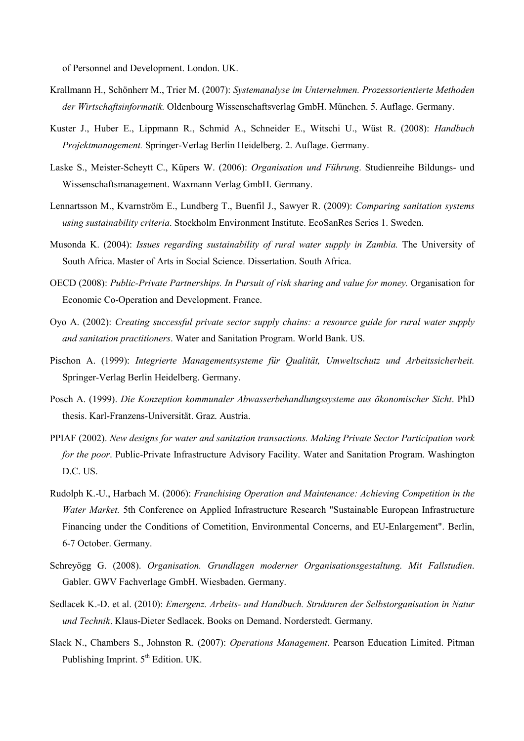of Personnel and Development. London. UK.

Krallmann H., Schönherr M., Trier M. (2007): *Systemanalyse im Unternehmen. Prozessorientierte Methoden der Wirtschaftsinformatik.* Oldenbourg Wissenschaftsverlag GmbH. München. 5. Auflage. Germany.

Kuster J., Huber E., Lippmann R., Schmid A., Schneider E., Witschi U., Wüst R. (2008): *Handbuch Projektmanagement.* Springer-Verlag Berlin Heidelberg. 2. Auflage. Germany.

Laske S., Meister-Scheytt C., Küpers W. (2006): *Organisation und Führung*. Studienreihe Bildungs- und Wissenschaftsmanagement. Waxmann Verlag GmbH. Germany.

Lennartsson M., Kvarnström E., Lundberg T., Buenfil J., Sawyer R. (2009): *Comparing sanitation systems using sustainability criteria*. Stockholm Environment Institute. EcoSanRes Series 1. Sweden.

Musonda K. (2004): *Issues regarding sustainability of rural water supply in Zambia.* The University of South Africa. Master of Arts in Social Science. Dissertation. South Africa.

OECD (2008): *Public-Private Partnerships. In Pursuit of risk sharing and value for money.* Organisation for Economic Co-Operation and Development. France.

Oyo A. (2002): *Creating successful private sector supply chains: a resource guide for rural water supply and sanitation practitioners*. Water and Sanitation Program. World Bank. US.

Pischon A. (1999): *Integrierte Managementsysteme für Qualität, Umweltschutz und Arbeitssicherheit.* Springer-Verlag Berlin Heidelberg. Germany.

Posch A. (1999). *Die Konzeption kommunaler Abwasserbehandlungssysteme aus ökonomischer Sicht*. PhD thesis. Karl-Franzens-Universität. Graz. Austria.

PPIAF (2002). *New designs for water and sanitation transactions. Making Private Sector Participation work for the poor*. Public-Private Infrastructure Advisory Facility. Water and Sanitation Program. Washington D.C. US.

Rudolph K.-U., Harbach M. (2006): *Franchising Operation and Maintenance: Achieving Competition in the Water Market.* 5th Conference on Applied Infrastructure Research "Sustainable European Infrastructure Financing under the Conditions of Cometition, Environmental Concerns, and EU-Enlargement". Berlin, 6-7 October. Germany.

Schreyögg G. (2008). *Organisation. Grundlagen moderner Organisationsgestaltung. Mit Fallstudien*. Gabler. GWV Fachverlage GmbH. Wiesbaden. Germany.

Sedlacek K.-D. et al. (2010): *Emergenz. Arbeits- und Handbuch. Strukturen der Selbstorganisation in Natur und Technik*. Klaus-Dieter Sedlacek. Books on Demand. Norderstedt. Germany.

Slack N., Chambers S., Johnston R. (2007): *Operations Management*. Pearson Education Limited. Pitman Publishing Imprint. 5th Edition. UK.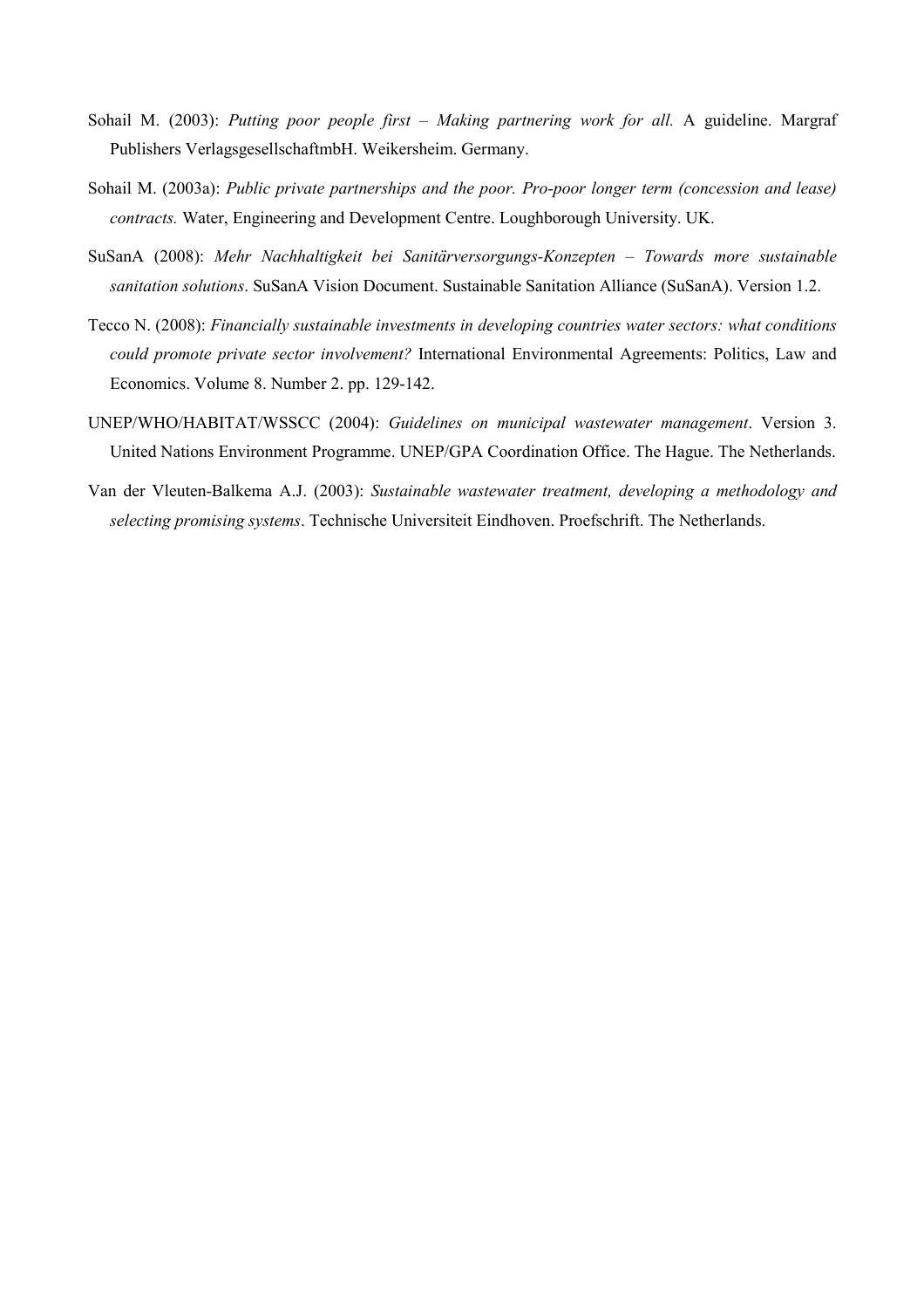Sohail M. (2003): *Putting poor people first – Making partnering work for all.* A guideline. Margraf Publishers VerlagsgesellschaftmbH. Weikersheim. Germany.

Sohail M. (2003a): *Public private partnerships and the poor. Pro-poor longer term (concession and lease) contracts.* Water, Engineering and Development Centre. Loughborough University. UK.

SuSanA (2008): *Mehr Nachhaltigkeit bei Sanitärversorgungs-Konzepten – Towards more sustainable sanitation solutions*. SuSanA Vision Document. Sustainable Sanitation Alliance (SuSanA). Version 1.2.

Tecco N. (2008): *Financially sustainable investments in developing countries water sectors: what conditions could promote private sector involvement?* International Environmental Agreements: Politics, Law and Economics. Volume 8. Number 2. pp. 129-142.

UNEP/WHO/HABITAT/WSSCC (2004): *Guidelines on municipal wastewater management*. Version 3. United Nations Environment Programme. UNEP/GPA Coordination Office. The Hague. The Netherlands.

Van der Vleuten-Balkema A.J. (2003): *Sustainable wastewater treatment, developing a methodology and selecting promising systems*. Technische Universiteit Eindhoven. Proefschrift. The Netherlands.